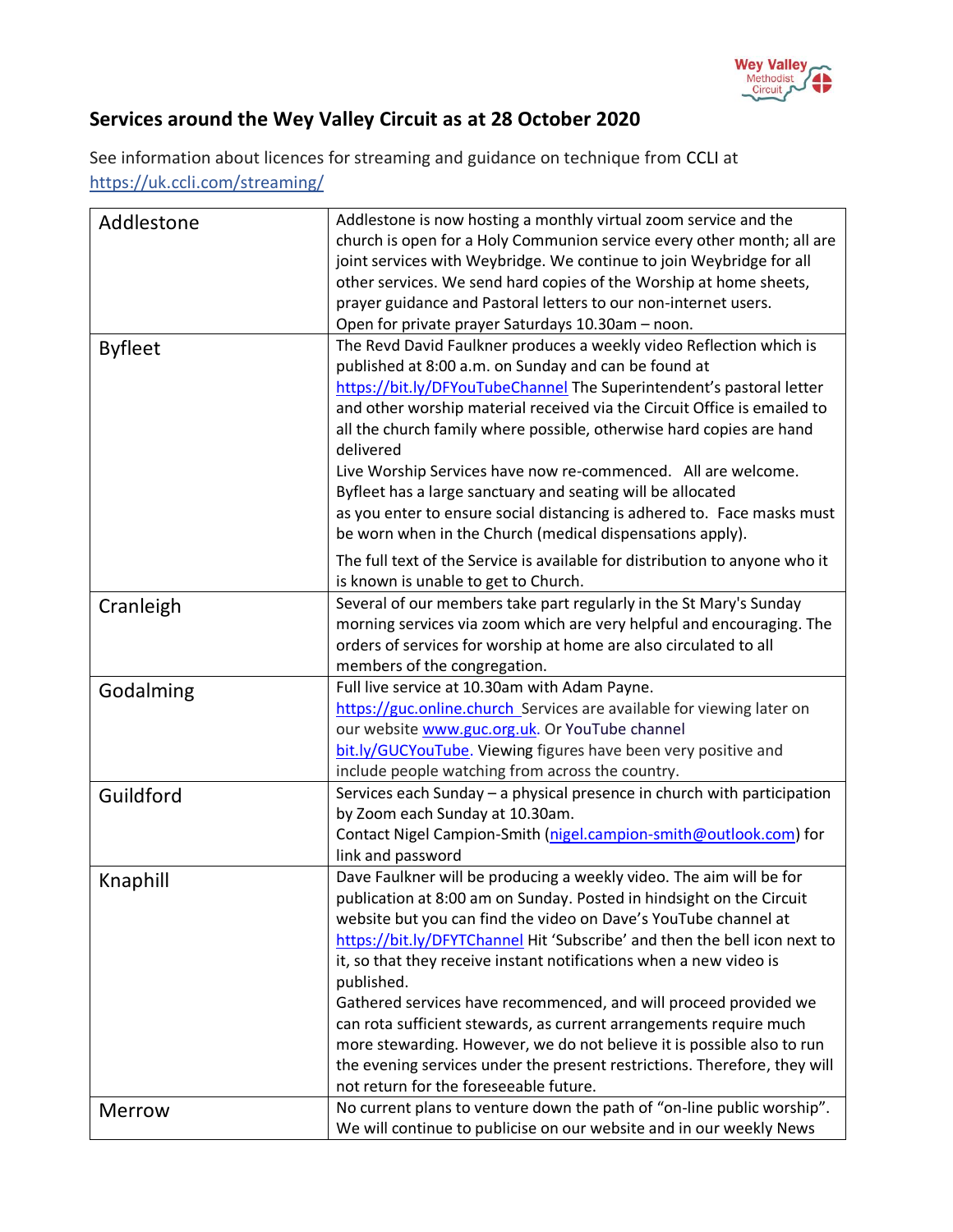# Services around the Wey Valley Circuit as at 28 October 2020

See information about licences for streaming and guidance on technique from CCLI at https://uk.ccli.com/streaming/

| | |
|---|---|
| Addlestone | Addlestone is now hosting a monthly virtual zoom service and the church is open for a Holy Communion service every other month; all are joint services with Weybridge. We continue to join Weybridge for all other services. We send hard copies of the Worship at home sheets, prayer guidance and Pastoral letters to our non-internet users. Open for private prayer Saturdays 10.30am – noon. |
| Byfleet | The Revd David Faulkner produces a weekly video Reflection which is published at 8:00 a.m. on Sunday and can be found at https://bit.ly/DFYouTubeChannel The Superintendent's pastoral letter and other worship material received via the Circuit Office is emailed to all the church family where possible, otherwise hard copies are hand delivered<br>Live Worship Services have now re-commenced. All are welcome. Byfleet has a large sanctuary and seating will be allocated as you enter to ensure social distancing is adhered to. Face masks must be worn when in the Church (medical dispensations apply).<br>The full text of the Service is available for distribution to anyone who it is known is unable to get to Church. |
| Cranleigh | Several of our members take part regularly in the St Mary's Sunday morning services via zoom which are very helpful and encouraging. The orders of services for worship at home are also circulated to all members of the congregation. |
| Godalming | Full live service at 10.30am with Adam Payne.<br>https://guc.online.church Services are available for viewing later on our website www.guc.org.uk. Or YouTube channel bit.ly/GUCYouTube. Viewing figures have been very positive and include people watching from across the country. |
| Guildford | Services each Sunday – a physical presence in church with participation by Zoom each Sunday at 10.30am.<br>Contact Nigel Campion-Smith (nigel.campion-smith@outlook.com) for link and password |
| Knaphill | Dave Faulkner will be producing a weekly video. The aim will be for publication at 8:00 am on Sunday. Posted in hindsight on the Circuit website but you can find the video on Dave's YouTube channel at https://bit.ly/DFYTChannel Hit 'Subscribe' and then the bell icon next to it, so that they receive instant notifications when a new video is published.<br>Gathered services have recommenced, and will proceed provided we can rota sufficient stewards, as current arrangements require much more stewarding. However, we do not believe it is possible also to run the evening services under the present restrictions. Therefore, they will not return for the foreseeable future. |
| Merrow | No current plans to venture down the path of "on-line public worship". We will continue to publicise on our website and in our weekly News |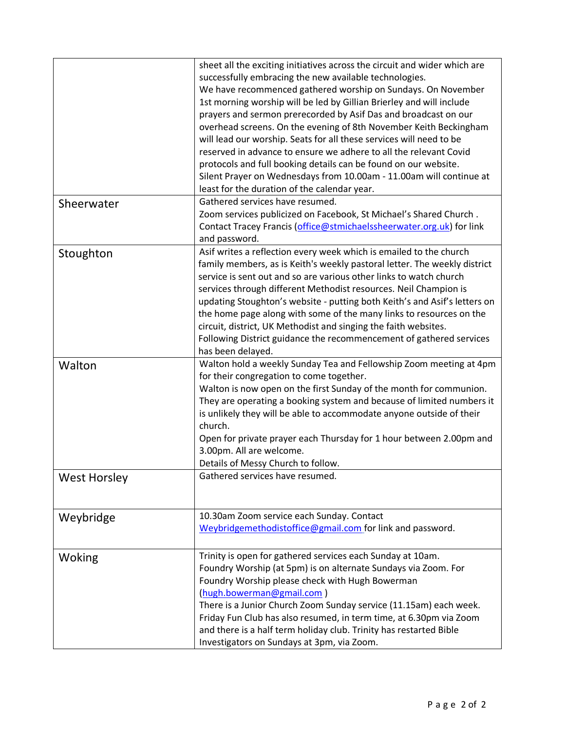| | |
|---|---|
| | sheet all the exciting initiatives across the circuit and wider which are successfully embracing the new available technologies.<br>We have recommenced gathered worship on Sundays. On November 1st morning worship will be led by Gillian Brierley and will include prayers and sermon prerecorded by Asif Das and broadcast on our overhead screens. On the evening of 8th November Keith Beckingham will lead our worship. Seats for all these services will need to be reserved in advance to ensure we adhere to all the relevant Covid protocols and full booking details can be found on our website.<br>Silent Prayer on Wednesdays from 10.00am - 11.00am will continue at least for the duration of the calendar year. |
| Sheerwater | Gathered services have resumed.<br>Zoom services publicized on Facebook, St Michael's Shared Church .<br>Contact Tracey Francis (office@stmichaelssheerwater.org.uk) for link and password. |
| Stoughton | Asif writes a reflection every week which is emailed to the church family members, as is Keith's weekly pastoral letter. The weekly district service is sent out and so are various other links to watch church services through different Methodist resources. Neil Champion is updating Stoughton's website - putting both Keith's and Asif's letters on the home page along with some of the many links to resources on the circuit, district, UK Methodist and singing the faith websites.<br>Following District guidance the recommencement of gathered services has been delayed. |
| Walton | Walton hold a weekly Sunday Tea and Fellowship Zoom meeting at 4pm for their congregation to come together.<br>Walton is now open on the first Sunday of the month for communion. They are operating a booking system and because of limited numbers it is unlikely they will be able to accommodate anyone outside of their church.<br>Open for private prayer each Thursday for 1 hour between 2.00pm and 3.00pm. All are welcome.<br>Details of Messy Church to follow. |
| West Horsley | Gathered services have resumed. |
| Weybridge | 10.30am Zoom service each Sunday. Contact Weybridgemethodistoffice@gmail.com for link and password. |
| Woking | Trinity is open for gathered services each Sunday at 10am.<br>Foundry Worship (at 5pm) is on alternate Sundays via Zoom. For Foundry Worship please check with Hugh Bowerman (hugh.bowerman@gmail.com )<br>There is a Junior Church Zoom Sunday service (11.15am) each week.<br>Friday Fun Club has also resumed, in term time, at 6.30pm via Zoom and there is a half term holiday club. Trinity has restarted Bible Investigators on Sundays at 3pm, via Zoom. |